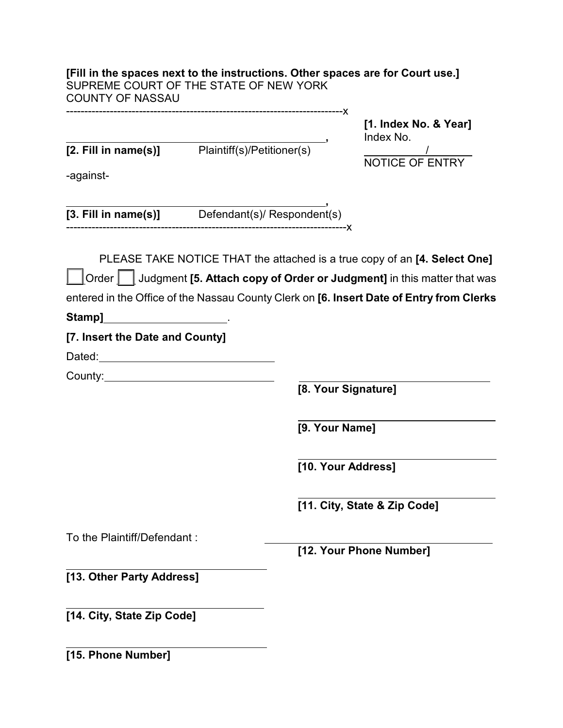**[Fill in the spaces next to the instructions. Other spaces are for Court use.]**
SUPREME COURT OF THE STATE OF NEW YORK
COUNTY OF NASSAU

--------------------------------------------------------------------------x

______________________________________________, 
**[2. Fill in name(s)]** Plaintiff(s)/Petitioner(s)

**[1. Index No. & Year]**
Index No.
__________/________
NOTICE OF ENTRY

-against-

______________________________________________, 
**[3. Fill in name(s)]** Defendant(s)/ Respondent(s)

--------------------------------------------------------------------------x

PLEASE TAKE NOTICE THAT the attached is a true copy of an **[4. Select One]** ☐ Order ☐ Judgment **[5. Attach copy of Order or Judgment]** in this matter that was entered in the Office of the Nassau County Clerk on **[6. Insert Date of Entry from Clerks Stamp]** ____________________.

**[7. Insert the Date and County]**

Dated: ______________________________

County: ______________________________

______________________________
**[8. Your Signature]**

______________________________
**[9. Your Name]**

______________________________
**[10. Your Address]**

______________________________
**[11. City, State & Zip Code]**

To the Plaintiff/Defendant :

______________________________
**[12. Your Phone Number]**

______________________________
**[13. Other Party Address]**

______________________________
**[14. City, State Zip Code]**

______________________________
**[15. Phone Number]**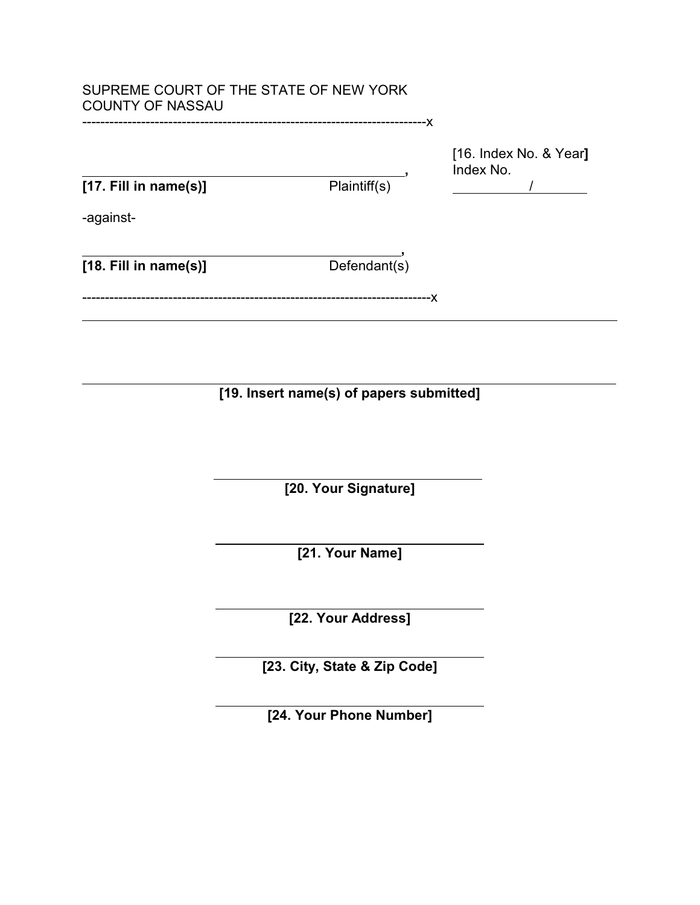SUPREME COURT OF THE STATE OF NEW YORK
COUNTY OF NASSAU

--------------------------------------------------------------------------x

| | | |
|---|---|---|
| ______________________________________, | | [16. Index No. & Year] |
| **[17. Fill in name(s)]** | Plaintiff(s) | Index No. _________ / _______ |
| -against- | | |
| ______________________________________, | | |
| **[18. Fill in name(s)]** | Defendant(s) | |

--------------------------------------------------------------------------x

______________________________________________________________________

______________________________________________________________________

**[19. Insert name(s) of papers submitted]**

______________________________

**[20. Your Signature]**

______________________________

**[21. Your Name]**

______________________________

**[22. Your Address]**

______________________________

**[23. City, State & Zip Code]**

______________________________

**[24. Your Phone Number]**